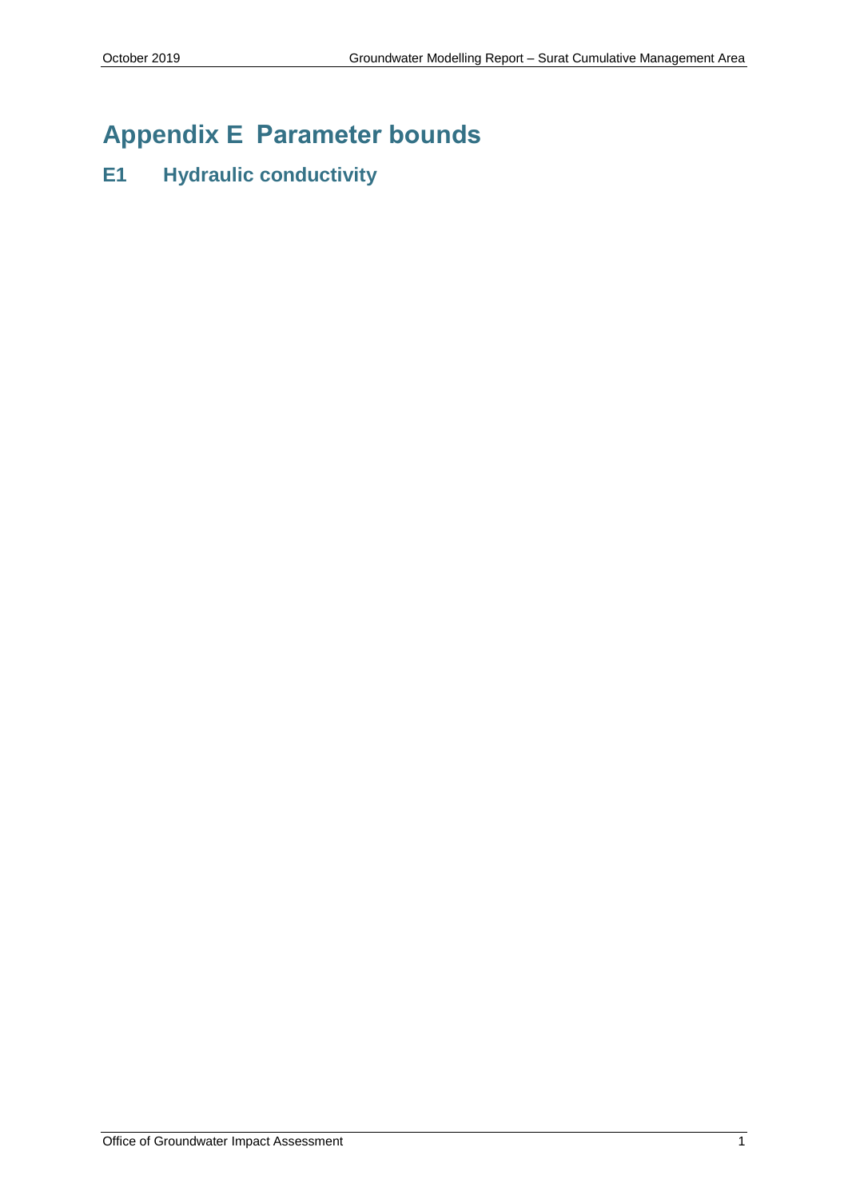# Appendix E Parameter bounds

## E1 Hydraulic conductivity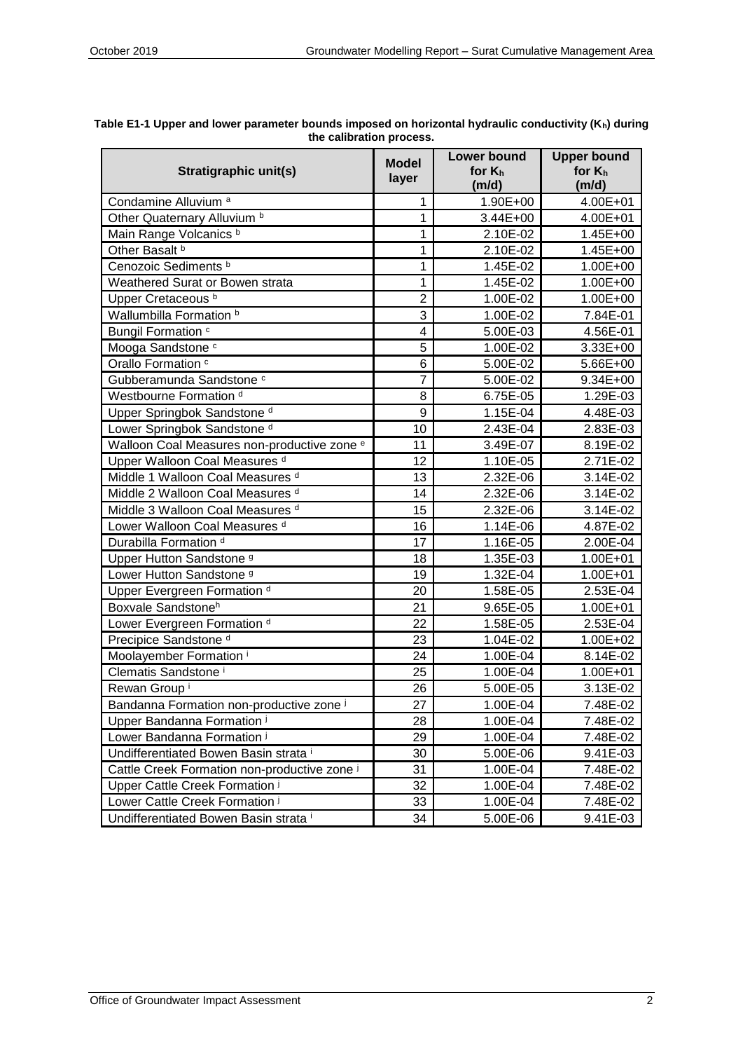**Table E1-1 Upper and lower parameter bounds imposed on horizontal hydraulic conductivity ($K_h$) during the calibration process.**

| Stratigraphic unit(s) | Model layer | Lower bound for $K_h$ (m/d) | Upper bound for $K_h$ (m/d) |
|---|---|---|---|
| Condamine Alluvium [a] | 1 | 1.90E+00 | 4.00E+01 |
| Other Quaternary Alluvium [b] | 1 | 3.44E+00 | 4.00E+01 |
| Main Range Volcanics [b] | 1 | 2.10E-02 | 1.45E+00 |
| Other Basalt [b] | 1 | 2.10E-02 | 1.45E+00 |
| Cenozoic Sediments [b] | 1 | 1.45E-02 | 1.00E+00 |
| Weathered Surat or Bowen strata | 1 | 1.45E-02 | 1.00E+00 |
| Upper Cretaceous [b] | 2 | 1.00E-02 | 1.00E+00 |
| Wallumbilla Formation [b] | 3 | 1.00E-02 | 7.84E-01 |
| Bungil Formation [c] | 4 | 5.00E-03 | 4.56E-01 |
| Mooga Sandstone [c] | 5 | 1.00E-02 | 3.33E+00 |
| Orallo Formation [c] | 6 | 5.00E-02 | 5.66E+00 |
| Gubberamunda Sandstone [c] | 7 | 5.00E-02 | 9.34E+00 |
| Westbourne Formation [d] | 8 | 6.75E-05 | 1.29E-03 |
| Upper Springbok Sandstone [d] | 9 | 1.15E-04 | 4.48E-03 |
| Lower Springbok Sandstone [d] | 10 | 2.43E-04 | 2.83E-03 |
| Walloon Coal Measures non-productive zone [e] | 11 | 3.49E-07 | 8.19E-02 |
| Upper Walloon Coal Measures [d] | 12 | 1.10E-05 | 2.71E-02 |
| Middle 1 Walloon Coal Measures [d] | 13 | 2.32E-06 | 3.14E-02 |
| Middle 2 Walloon Coal Measures [d] | 14 | 2.32E-06 | 3.14E-02 |
| Middle 3 Walloon Coal Measures [d] | 15 | 2.32E-06 | 3.14E-02 |
| Lower Walloon Coal Measures [d] | 16 | 1.14E-06 | 4.87E-02 |
| Durabilla Formation [d] | 17 | 1.16E-05 | 2.00E-04 |
| Upper Hutton Sandstone [g] | 18 | 1.35E-03 | 1.00E+01 |
| Lower Hutton Sandstone [g] | 19 | 1.32E-04 | 1.00E+01 |
| Upper Evergreen Formation [d] | 20 | 1.58E-05 | 2.53E-04 |
| Boxvale Sandstone[h] | 21 | 9.65E-05 | 1.00E+01 |
| Lower Evergreen Formation [d] | 22 | 1.58E-05 | 2.53E-04 |
| Precipice Sandstone [d] | 23 | 1.04E-02 | 1.00E+02 |
| Moolayember Formation [i] | 24 | 1.00E-04 | 8.14E-02 |
| Clematis Sandstone [i] | 25 | 1.00E-04 | 1.00E+01 |
| Rewan Group [i] | 26 | 5.00E-05 | 3.13E-02 |
| Bandanna Formation non-productive zone [j] | 27 | 1.00E-04 | 7.48E-02 |
| Upper Bandanna Formation [j] | 28 | 1.00E-04 | 7.48E-02 |
| Lower Bandanna Formation [j] | 29 | 1.00E-04 | 7.48E-02 |
| Undifferentiated Bowen Basin strata [i] | 30 | 5.00E-06 | 9.41E-03 |
| Cattle Creek Formation non-productive zone [j] | 31 | 1.00E-04 | 7.48E-02 |
| Upper Cattle Creek Formation [j] | 32 | 1.00E-04 | 7.48E-02 |
| Lower Cattle Creek Formation [j] | 33 | 1.00E-04 | 7.48E-02 |
| Undifferentiated Bowen Basin strata [i] | 34 | 5.00E-06 | 9.41E-03 |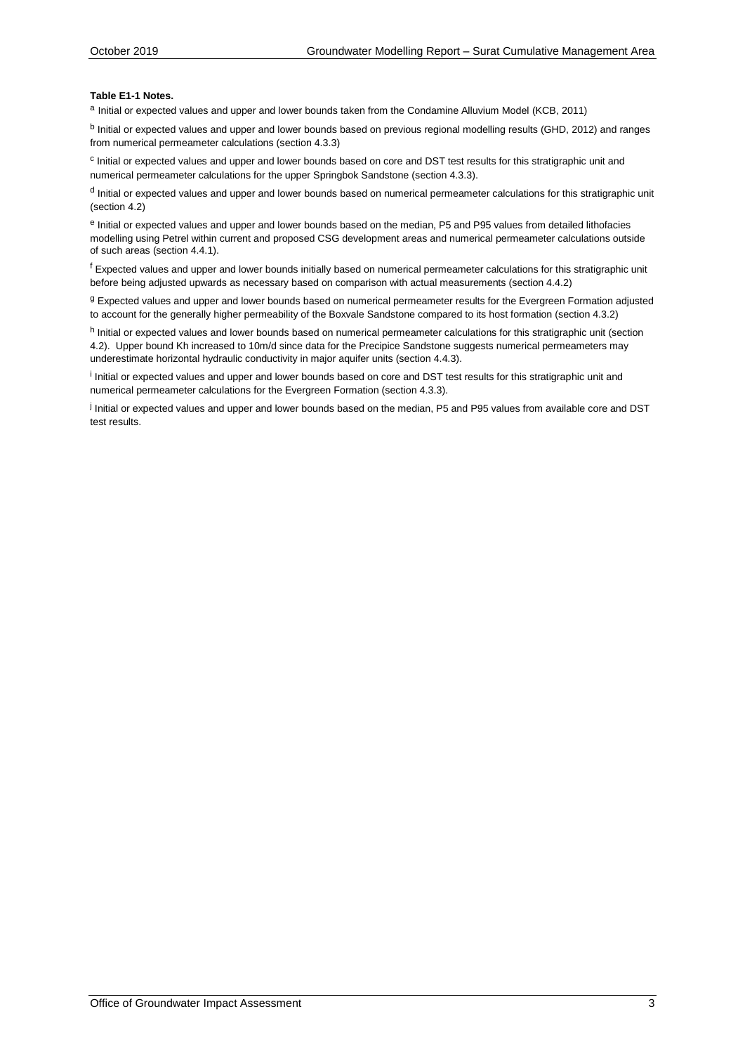**Table E1-1 Notes.**

[a] Initial or expected values and upper and lower bounds taken from the Condamine Alluvium Model (KCB, 2011)

[b] Initial or expected values and upper and lower bounds based on previous regional modelling results (GHD, 2012) and ranges from numerical permeameter calculations (section 4.3.3)

[c] Initial or expected values and upper and lower bounds based on core and DST test results for this stratigraphic unit and numerical permeameter calculations for the upper Springbok Sandstone (section 4.3.3).

[d] Initial or expected values and upper and lower bounds based on numerical permeameter calculations for this stratigraphic unit (section 4.2)

[e] Initial or expected values and upper and lower bounds based on the median, P5 and P95 values from detailed lithofacies modelling using Petrel within current and proposed CSG development areas and numerical permeameter calculations outside of such areas (section 4.4.1).

[f] Expected values and upper and lower bounds initially based on numerical permeameter calculations for this stratigraphic unit before being adjusted upwards as necessary based on comparison with actual measurements (section 4.4.2)

[g] Expected values and upper and lower bounds based on numerical permeameter results for the Evergreen Formation adjusted to account for the generally higher permeability of the Boxvale Sandstone compared to its host formation (section 4.3.2)

[h] Initial or expected values and lower bounds based on numerical permeameter calculations for this stratigraphic unit (section 4.2). Upper bound Kh increased to 10m/d since data for the Precipice Sandstone suggests numerical permeameters may underestimate horizontal hydraulic conductivity in major aquifer units (section 4.4.3).

[i] Initial or expected values and upper and lower bounds based on core and DST test results for this stratigraphic unit and numerical permeameter calculations for the Evergreen Formation (section 4.3.3).

[j] Initial or expected values and upper and lower bounds based on the median, P5 and P95 values from available core and DST test results.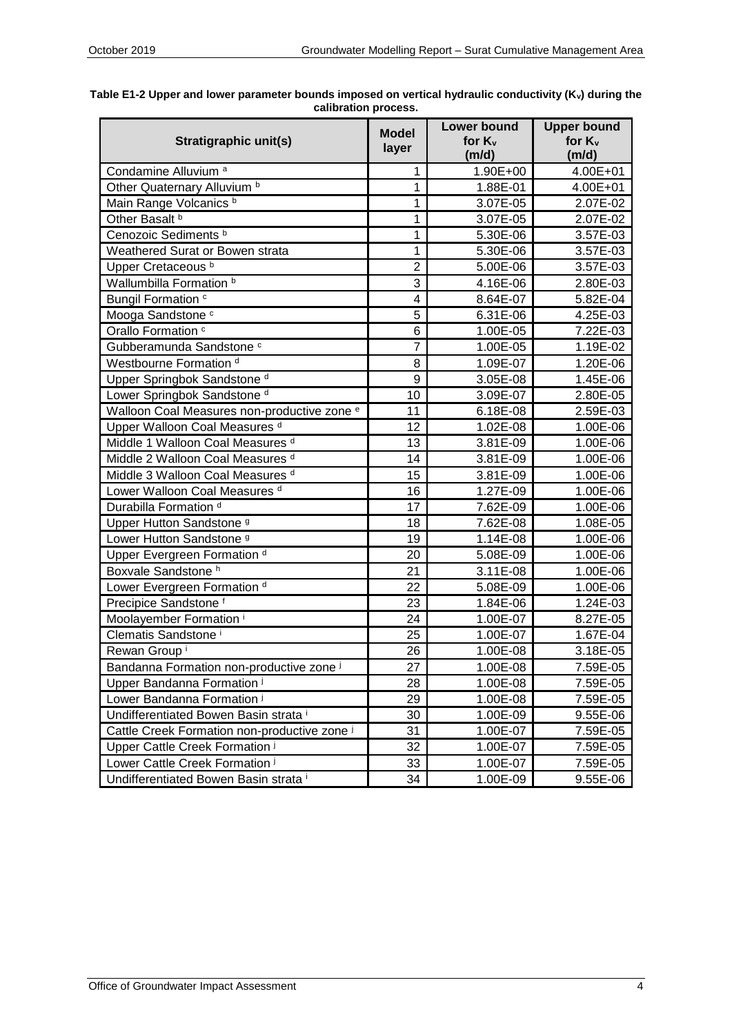**Table E1-2 Upper and lower parameter bounds imposed on vertical hydraulic conductivity ($K_v$) during the calibration process.**

| Stratigraphic unit(s) | Model layer | Lower bound for $K_v$ (m/d) | Upper bound for $K_v$ (m/d) |
|---|---|---|---|
| Condamine Alluvium [a] | 1 | 1.90E+00 | 4.00E+01 |
| Other Quaternary Alluvium [b] | 1 | 1.88E-01 | 4.00E+01 |
| Main Range Volcanics [b] | 1 | 3.07E-05 | 2.07E-02 |
| Other Basalt [b] | 1 | 3.07E-05 | 2.07E-02 |
| Cenozoic Sediments [b] | 1 | 5.30E-06 | 3.57E-03 |
| Weathered Surat or Bowen strata | 1 | 5.30E-06 | 3.57E-03 |
| Upper Cretaceous [b] | 2 | 5.00E-06 | 3.57E-03 |
| Wallumbilla Formation [b] | 3 | 4.16E-06 | 2.80E-03 |
| Bungil Formation [c] | 4 | 8.64E-07 | 5.82E-04 |
| Mooga Sandstone [c] | 5 | 6.31E-06 | 4.25E-03 |
| Orallo Formation [c] | 6 | 1.00E-05 | 7.22E-03 |
| Gubberamunda Sandstone [c] | 7 | 1.00E-05 | 1.19E-02 |
| Westbourne Formation [d] | 8 | 1.09E-07 | 1.20E-06 |
| Upper Springbok Sandstone [d] | 9 | 3.05E-08 | 1.45E-06 |
| Lower Springbok Sandstone [d] | 10 | 3.09E-07 | 2.80E-05 |
| Walloon Coal Measures non-productive zone [e] | 11 | 6.18E-08 | 2.59E-03 |
| Upper Walloon Coal Measures [d] | 12 | 1.02E-08 | 1.00E-06 |
| Middle 1 Walloon Coal Measures [d] | 13 | 3.81E-09 | 1.00E-06 |
| Middle 2 Walloon Coal Measures [d] | 14 | 3.81E-09 | 1.00E-06 |
| Middle 3 Walloon Coal Measures [d] | 15 | 3.81E-09 | 1.00E-06 |
| Lower Walloon Coal Measures [d] | 16 | 1.27E-09 | 1.00E-06 |
| Durabilla Formation [d] | 17 | 7.62E-09 | 1.00E-06 |
| Upper Hutton Sandstone [g] | 18 | 7.62E-08 | 1.08E-05 |
| Lower Hutton Sandstone [g] | 19 | 1.14E-08 | 1.00E-06 |
| Upper Evergreen Formation [d] | 20 | 5.08E-09 | 1.00E-06 |
| Boxvale Sandstone [h] | 21 | 3.11E-08 | 1.00E-06 |
| Lower Evergreen Formation [d] | 22 | 5.08E-09 | 1.00E-06 |
| Precipice Sandstone [f] | 23 | 1.84E-06 | 1.24E-03 |
| Moolayember Formation [i] | 24 | 1.00E-07 | 8.27E-05 |
| Clematis Sandstone [i] | 25 | 1.00E-07 | 1.67E-04 |
| Rewan Group [i] | 26 | 1.00E-08 | 3.18E-05 |
| Bandanna Formation non-productive zone [j] | 27 | 1.00E-08 | 7.59E-05 |
| Upper Bandanna Formation [j] | 28 | 1.00E-08 | 7.59E-05 |
| Lower Bandanna Formation [j] | 29 | 1.00E-08 | 7.59E-05 |
| Undifferentiated Bowen Basin strata [i] | 30 | 1.00E-09 | 9.55E-06 |
| Cattle Creek Formation non-productive zone [j] | 31 | 1.00E-07 | 7.59E-05 |
| Upper Cattle Creek Formation [j] | 32 | 1.00E-07 | 7.59E-05 |
| Lower Cattle Creek Formation [j] | 33 | 1.00E-07 | 7.59E-05 |
| Undifferentiated Bowen Basin strata [i] | 34 | 1.00E-09 | 9.55E-06 |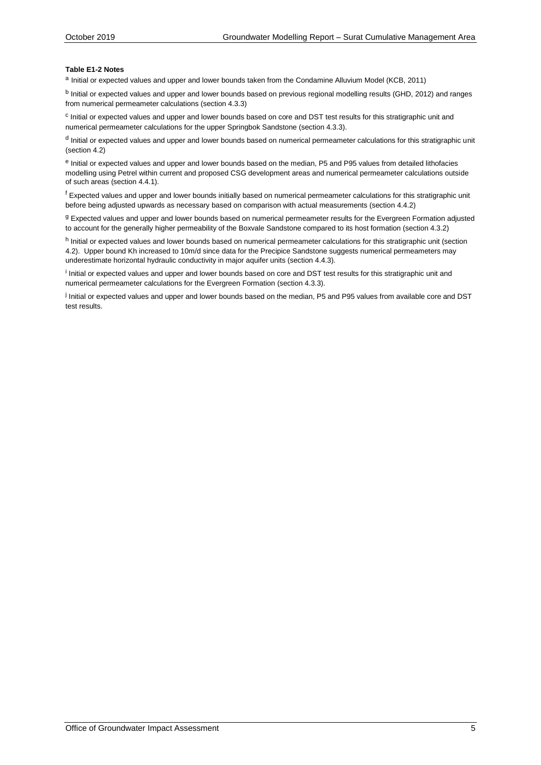**Table E1-2 Notes**

[a] Initial or expected values and upper and lower bounds taken from the Condamine Alluvium Model (KCB, 2011)

[b] Initial or expected values and upper and lower bounds based on previous regional modelling results (GHD, 2012) and ranges from numerical permeameter calculations (section 4.3.3)

[c] Initial or expected values and upper and lower bounds based on core and DST test results for this stratigraphic unit and numerical permeameter calculations for the upper Springbok Sandstone (section 4.3.3).

[d] Initial or expected values and upper and lower bounds based on numerical permeameter calculations for this stratigraphic unit (section 4.2)

[e] Initial or expected values and upper and lower bounds based on the median, P5 and P95 values from detailed lithofacies modelling using Petrel within current and proposed CSG development areas and numerical permeameter calculations outside of such areas (section 4.4.1).

[f] Expected values and upper and lower bounds initially based on numerical permeameter calculations for this stratigraphic unit before being adjusted upwards as necessary based on comparison with actual measurements (section 4.4.2)

[g] Expected values and upper and lower bounds based on numerical permeameter results for the Evergreen Formation adjusted to account for the generally higher permeability of the Boxvale Sandstone compared to its host formation (section 4.3.2)

[h] Initial or expected values and lower bounds based on numerical permeameter calculations for this stratigraphic unit (section 4.2). Upper bound Kh increased to 10m/d since data for the Precipice Sandstone suggests numerical permeameters may underestimate horizontal hydraulic conductivity in major aquifer units (section 4.4.3).

[i] Initial or expected values and upper and lower bounds based on core and DST test results for this stratigraphic unit and numerical permeameter calculations for the Evergreen Formation (section 4.3.3).

[j] Initial or expected values and upper and lower bounds based on the median, P5 and P95 values from available core and DST test results.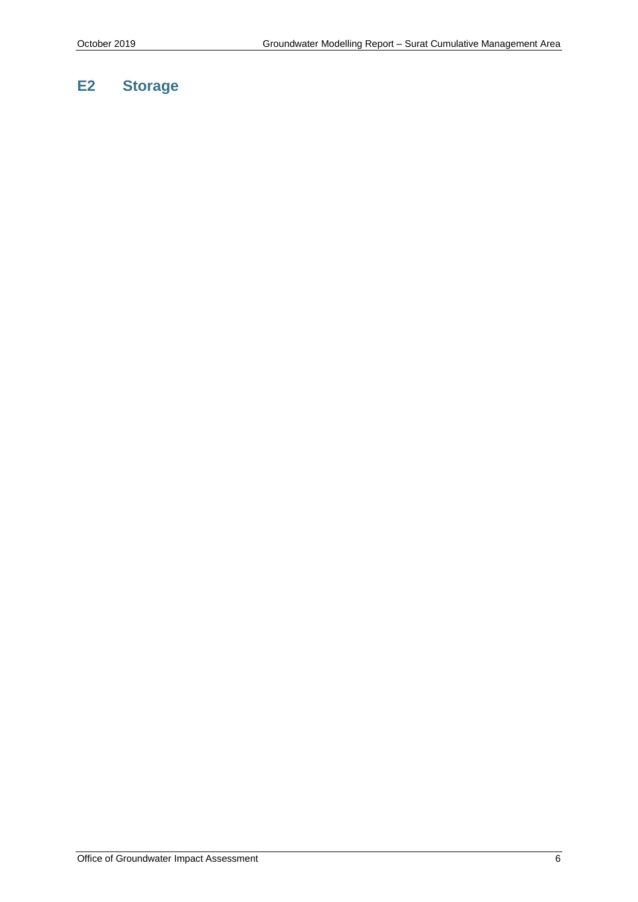## E2 Storage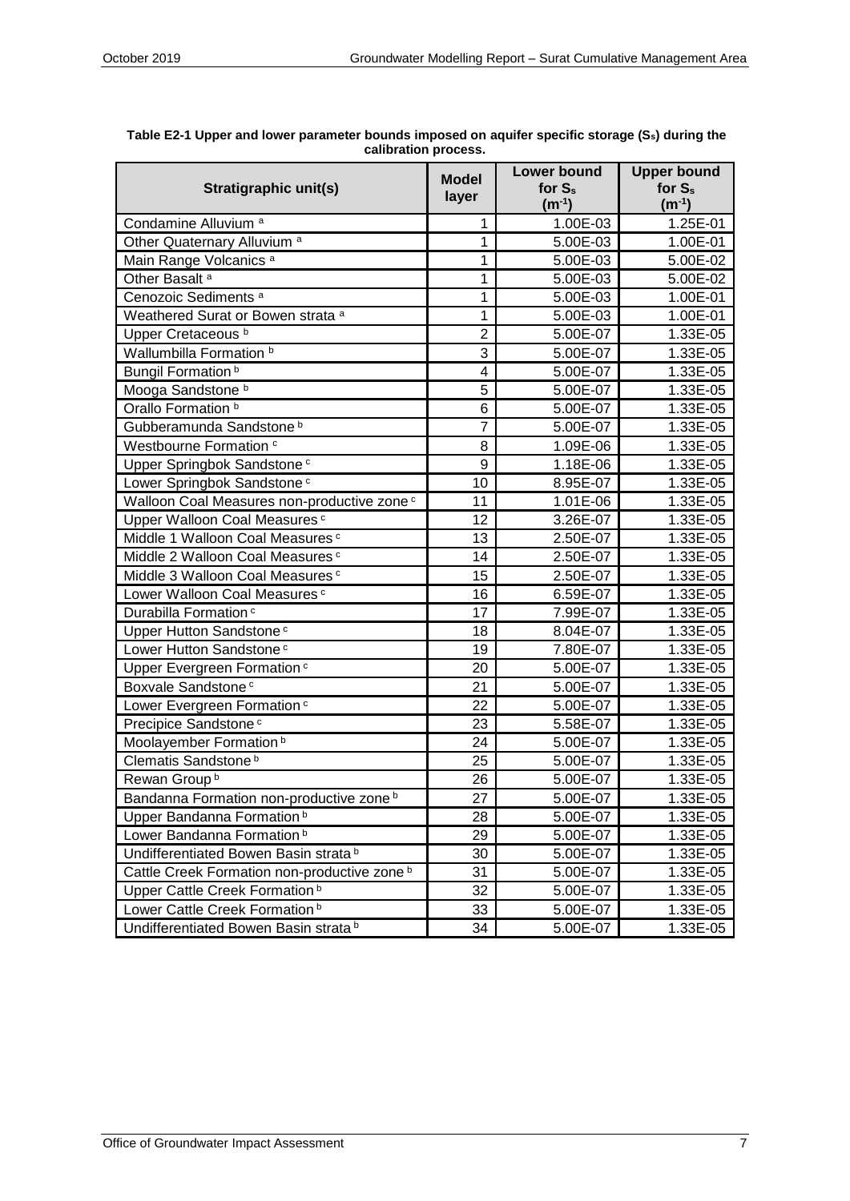**Table E2-1 Upper and lower parameter bounds imposed on aquifer specific storage ($S_s$) during the calibration process.**

| Stratigraphic unit(s) | Model layer | Lower bound for $S_s$ ($m^{-1}$) | Upper bound for $S_s$ ($m^{-1}$) |
|---|---|---|---|
| Condamine Alluvium [a] | 1 | 1.00E-03 | 1.25E-01 |
| Other Quaternary Alluvium [a] | 1 | 5.00E-03 | 1.00E-01 |
| Main Range Volcanics [a] | 1 | 5.00E-03 | 5.00E-02 |
| Other Basalt [a] | 1 | 5.00E-03 | 5.00E-02 |
| Cenozoic Sediments [a] | 1 | 5.00E-03 | 1.00E-01 |
| Weathered Surat or Bowen strata [a] | 1 | 5.00E-03 | 1.00E-01 |
| Upper Cretaceous [b] | 2 | 5.00E-07 | 1.33E-05 |
| Wallumbilla Formation [b] | 3 | 5.00E-07 | 1.33E-05 |
| Bungil Formation [b] | 4 | 5.00E-07 | 1.33E-05 |
| Mooga Sandstone [b] | 5 | 5.00E-07 | 1.33E-05 |
| Orallo Formation [b] | 6 | 5.00E-07 | 1.33E-05 |
| Gubberamunda Sandstone [b] | 7 | 5.00E-07 | 1.33E-05 |
| Westbourne Formation [c] | 8 | 1.09E-06 | 1.33E-05 |
| Upper Springbok Sandstone [c] | 9 | 1.18E-06 | 1.33E-05 |
| Lower Springbok Sandstone [c] | 10 | 8.95E-07 | 1.33E-05 |
| Walloon Coal Measures non-productive zone [c] | 11 | 1.01E-06 | 1.33E-05 |
| Upper Walloon Coal Measures [c] | 12 | 3.26E-07 | 1.33E-05 |
| Middle 1 Walloon Coal Measures [c] | 13 | 2.50E-07 | 1.33E-05 |
| Middle 2 Walloon Coal Measures [c] | 14 | 2.50E-07 | 1.33E-05 |
| Middle 3 Walloon Coal Measures [c] | 15 | 2.50E-07 | 1.33E-05 |
| Lower Walloon Coal Measures [c] | 16 | 6.59E-07 | 1.33E-05 |
| Durabilla Formation [c] | 17 | 7.99E-07 | 1.33E-05 |
| Upper Hutton Sandstone [c] | 18 | 8.04E-07 | 1.33E-05 |
| Lower Hutton Sandstone [c] | 19 | 7.80E-07 | 1.33E-05 |
| Upper Evergreen Formation [c] | 20 | 5.00E-07 | 1.33E-05 |
| Boxvale Sandstone [c] | 21 | 5.00E-07 | 1.33E-05 |
| Lower Evergreen Formation [c] | 22 | 5.00E-07 | 1.33E-05 |
| Precipice Sandstone [c] | 23 | 5.58E-07 | 1.33E-05 |
| Moolayember Formation [b] | 24 | 5.00E-07 | 1.33E-05 |
| Clematis Sandstone [b] | 25 | 5.00E-07 | 1.33E-05 |
| Rewan Group [b] | 26 | 5.00E-07 | 1.33E-05 |
| Bandanna Formation non-productive zone [b] | 27 | 5.00E-07 | 1.33E-05 |
| Upper Bandanna Formation [b] | 28 | 5.00E-07 | 1.33E-05 |
| Lower Bandanna Formation [b] | 29 | 5.00E-07 | 1.33E-05 |
| Undifferentiated Bowen Basin strata [b] | 30 | 5.00E-07 | 1.33E-05 |
| Cattle Creek Formation non-productive zone [b] | 31 | 5.00E-07 | 1.33E-05 |
| Upper Cattle Creek Formation [b] | 32 | 5.00E-07 | 1.33E-05 |
| Lower Cattle Creek Formation [b] | 33 | 5.00E-07 | 1.33E-05 |
| Undifferentiated Bowen Basin strata [b] | 34 | 5.00E-07 | 1.33E-05 |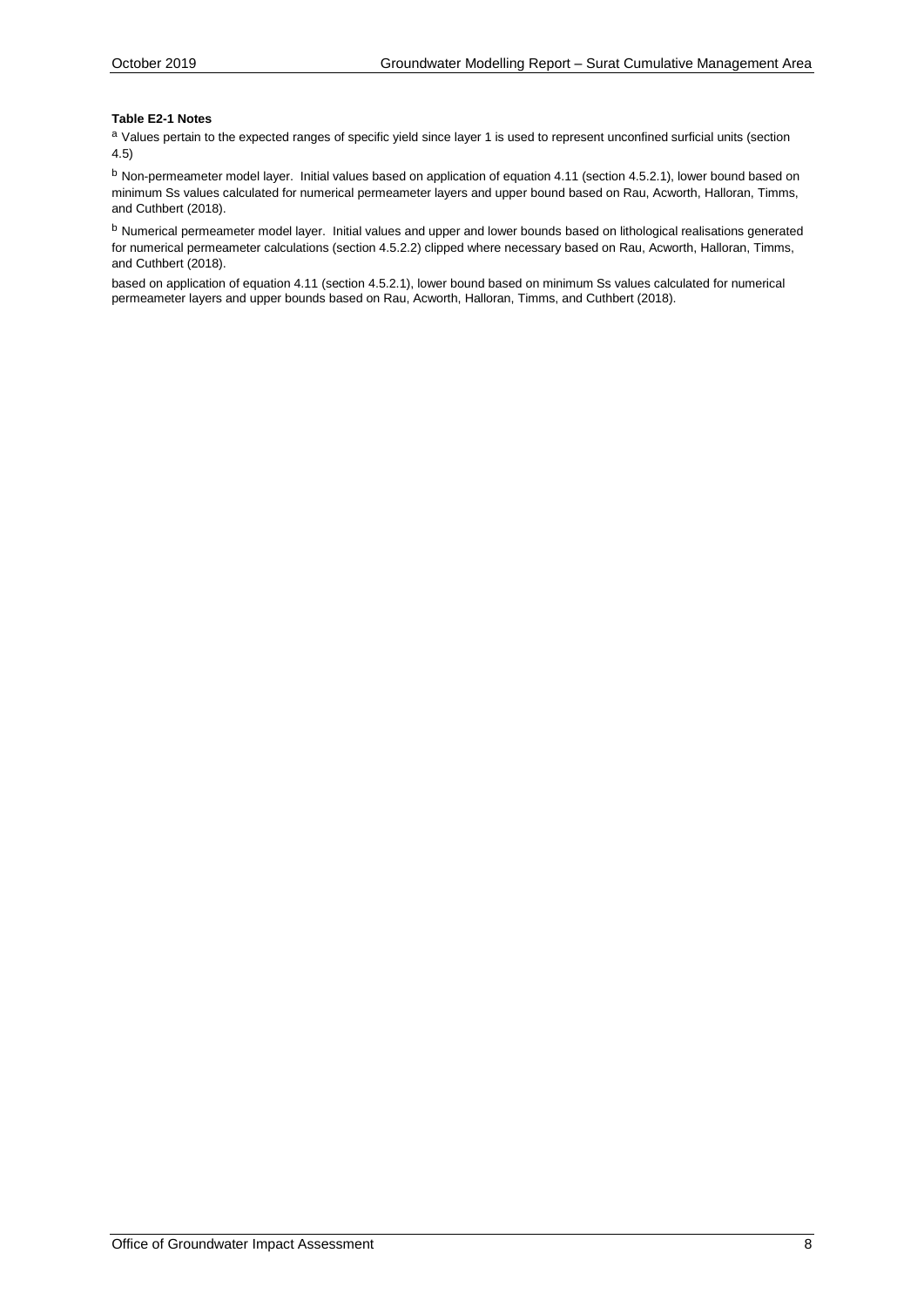**Table E2-1 Notes**

[a] Values pertain to the expected ranges of specific yield since layer 1 is used to represent unconfined surficial units (section 4.5)

[b] Non-permeameter model layer. Initial values based on application of equation 4.11 (section 4.5.2.1), lower bound based on minimum Ss values calculated for numerical permeameter layers and upper bound based on Rau, Acworth, Halloran, Timms, and Cuthbert (2018).

[b] Numerical permeameter model layer. Initial values and upper and lower bounds based on lithological realisations generated for numerical permeameter calculations (section 4.5.2.2) clipped where necessary based on Rau, Acworth, Halloran, Timms, and Cuthbert (2018).

based on application of equation 4.11 (section 4.5.2.1), lower bound based on minimum Ss values calculated for numerical permeameter layers and upper bounds based on Rau, Acworth, Halloran, Timms, and Cuthbert (2018).